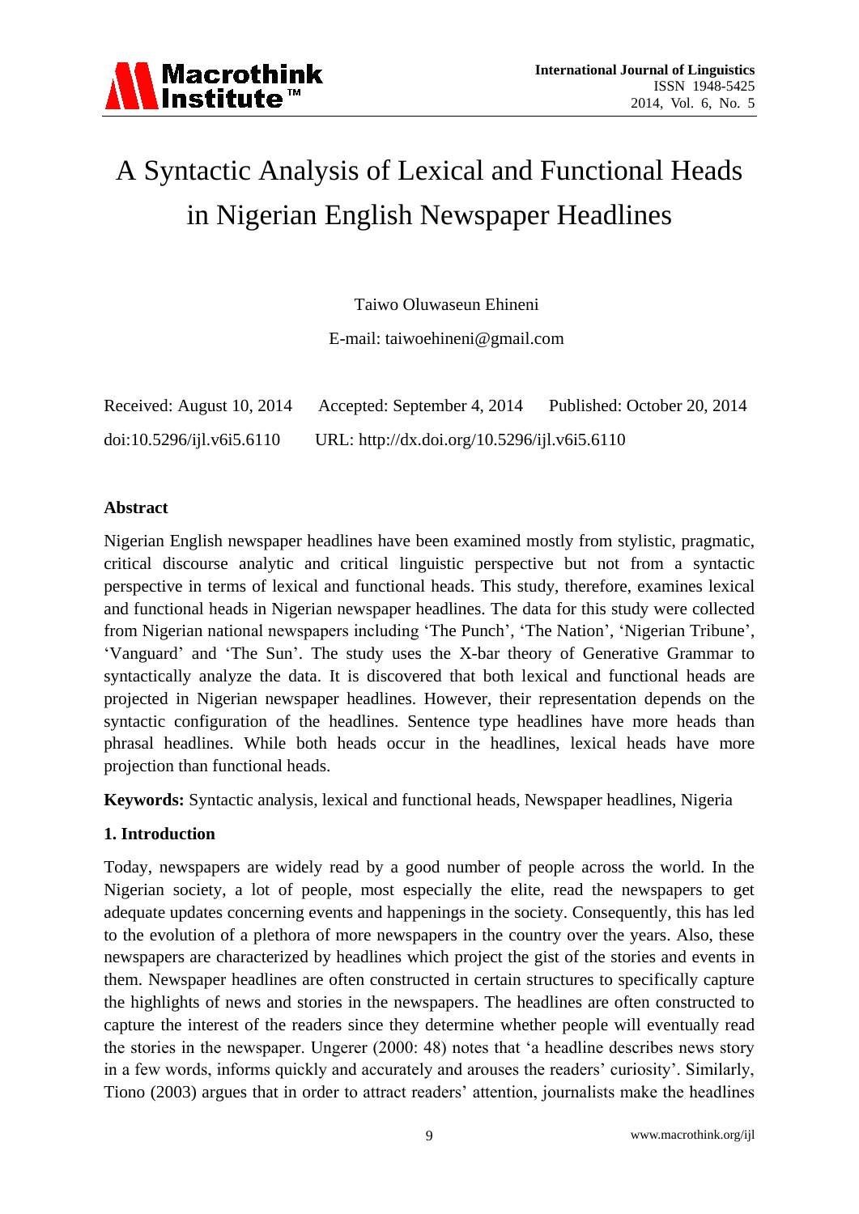# A Syntactic Analysis of Lexical and Functional Heads in Nigerian English Newspaper Headlines

Taiwo Oluwaseun Ehineni

E-mail: taiwoehineni@gmail.com

Received: August 10, 2014 Accepted: September 4, 2014 Published: October 20, 2014

doi:10.5296/ijl.v6i5.6110 URL: http://dx.doi.org/10.5296/ijl.v6i5.6110

## Abstract

Nigerian English newspaper headlines have been examined mostly from stylistic, pragmatic, critical discourse analytic and critical linguistic perspective but not from a syntactic perspective in terms of lexical and functional heads. This study, therefore, examines lexical and functional heads in Nigerian newspaper headlines. The data for this study were collected from Nigerian national newspapers including 'The Punch', 'The Nation', 'Nigerian Tribune', 'Vanguard' and 'The Sun'. The study uses the X-bar theory of Generative Grammar to syntactically analyze the data. It is discovered that both lexical and functional heads are projected in Nigerian newspaper headlines. However, their representation depends on the syntactic configuration of the headlines. Sentence type headlines have more heads than phrasal headlines. While both heads occur in the headlines, lexical heads have more projection than functional heads.

**Keywords:** Syntactic analysis, lexical and functional heads, Newspaper headlines, Nigeria

## 1. Introduction

Today, newspapers are widely read by a good number of people across the world. In the Nigerian society, a lot of people, most especially the elite, read the newspapers to get adequate updates concerning events and happenings in the society. Consequently, this has led to the evolution of a plethora of more newspapers in the country over the years. Also, these newspapers are characterized by headlines which project the gist of the stories and events in them. Newspaper headlines are often constructed in certain structures to specifically capture the highlights of news and stories in the newspapers. The headlines are often constructed to capture the interest of the readers since they determine whether people will eventually read the stories in the newspaper. Ungerer (2000: 48) notes that 'a headline describes news story in a few words, informs quickly and accurately and arouses the readers' curiosity'. Similarly, Tiono (2003) argues that in order to attract readers' attention, journalists make the headlines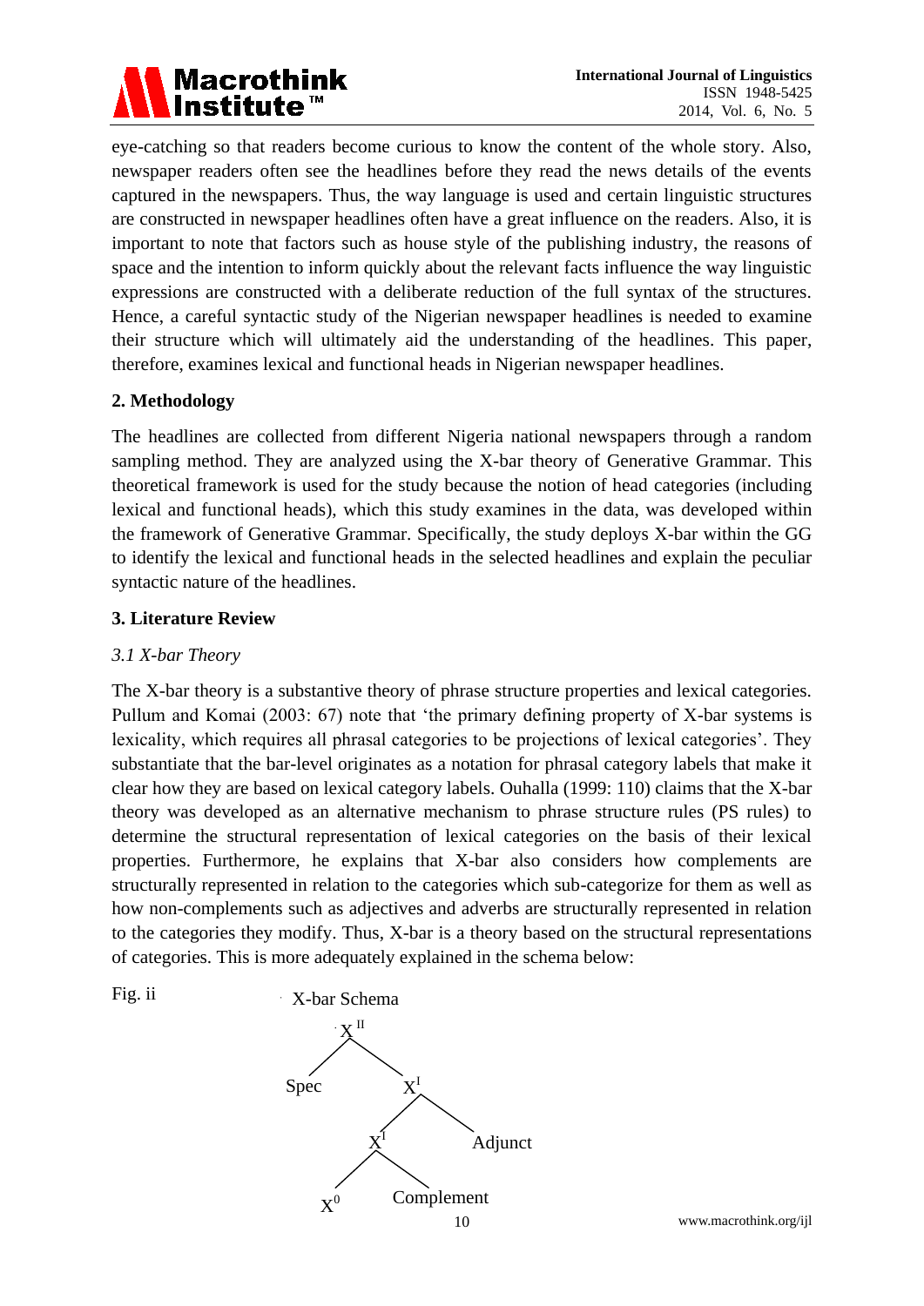eye-catching so that readers become curious to know the content of the whole story. Also, newspaper readers often see the headlines before they read the news details of the events captured in the newspapers. Thus, the way language is used and certain linguistic structures are constructed in newspaper headlines often have a great influence on the readers. Also, it is important to note that factors such as house style of the publishing industry, the reasons of space and the intention to inform quickly about the relevant facts influence the way linguistic expressions are constructed with a deliberate reduction of the full syntax of the structures. Hence, a careful syntactic study of the Nigerian newspaper headlines is needed to examine their structure which will ultimately aid the understanding of the headlines. This paper, therefore, examines lexical and functional heads in Nigerian newspaper headlines.

## 2. Methodology

The headlines are collected from different Nigeria national newspapers through a random sampling method. They are analyzed using the X-bar theory of Generative Grammar. This theoretical framework is used for the study because the notion of head categories (including lexical and functional heads), which this study examines in the data, was developed within the framework of Generative Grammar. Specifically, the study deploys X-bar within the GG to identify the lexical and functional heads in the selected headlines and explain the peculiar syntactic nature of the headlines.

## 3. Literature Review

### *3.1 X-bar Theory*

The X-bar theory is a substantive theory of phrase structure properties and lexical categories. Pullum and Komai (2003: 67) note that 'the primary defining property of X-bar systems is lexicality, which requires all phrasal categories to be projections of lexical categories'. They substantiate that the bar-level originates as a notation for phrasal category labels that make it clear how they are based on lexical category labels. Ouhalla (1999: 110) claims that the X-bar theory was developed as an alternative mechanism to phrase structure rules (PS rules) to determine the structural representation of lexical categories on the basis of their lexical properties. Furthermore, he explains that X-bar also considers how complements are structurally represented in relation to the categories which sub-categorize for them as well as how non-complements such as adjectives and adverbs are structurally represented in relation to the categories they modify. Thus, X-bar is a theory based on the structural representations of categories. This is more adequately explained in the schema below:

Fig. ii X-bar Schema

$X^{II}$

Spec $X^{I}$

$X^{I}$ Adjunct

$X^{0}$ Complement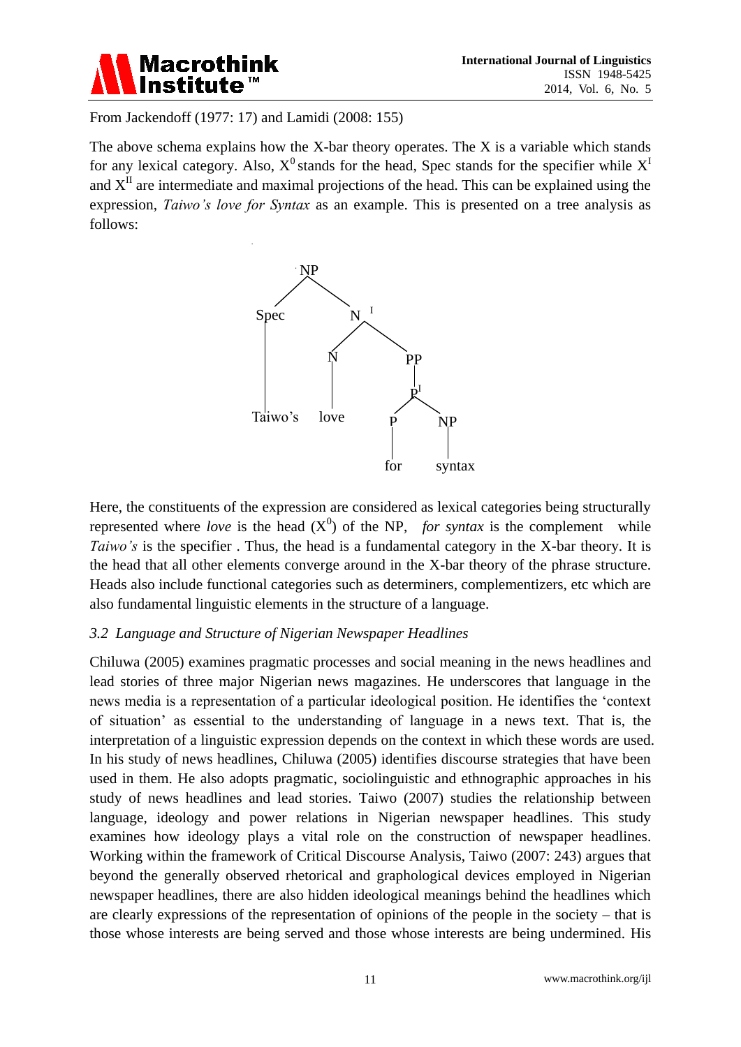From Jackendoff (1977: 17) and Lamidi (2008: 155)

The above schema explains how the X-bar theory operates. The X is a variable which stands for any lexical category. Also, $X^0$ stands for the head, Spec stands for the specifier while $X^I$ and $X^{II}$ are intermediate and maximal projections of the head. This can be explained using the expression, *Taiwo's love for Syntax* as an example. This is presented on a tree analysis as follows:

```
NP
├── Spec
│   └── Taiwo's
└── N^I
    ├── N
    │   └── love
    └── PP
        └── P^I
            ├── P
            │   └── for
            └── NP
                └── syntax
```

Here, the constituents of the expression are considered as lexical categories being structurally represented where *love* is the head ($X^0$) of the NP, *for syntax* is the complement while *Taiwo's* is the specifier . Thus, the head is a fundamental category in the X-bar theory. It is the head that all other elements converge around in the X-bar theory of the phrase structure. Heads also include functional categories such as determiners, complementizers, etc which are also fundamental linguistic elements in the structure of a language.

### *3.2 Language and Structure of Nigerian Newspaper Headlines*

Chiluwa (2005) examines pragmatic processes and social meaning in the news headlines and lead stories of three major Nigerian news magazines. He underscores that language in the news media is a representation of a particular ideological position. He identifies the 'context of situation' as essential to the understanding of language in a news text. That is, the interpretation of a linguistic expression depends on the context in which these words are used. In his study of news headlines, Chiluwa (2005) identifies discourse strategies that have been used in them. He also adopts pragmatic, sociolinguistic and ethnographic approaches in his study of news headlines and lead stories. Taiwo (2007) studies the relationship between language, ideology and power relations in Nigerian newspaper headlines. This study examines how ideology plays a vital role on the construction of newspaper headlines. Working within the framework of Critical Discourse Analysis, Taiwo (2007: 243) argues that beyond the generally observed rhetorical and graphological devices employed in Nigerian newspaper headlines, there are also hidden ideological meanings behind the headlines which are clearly expressions of the representation of opinions of the people in the society – that is those whose interests are being served and those whose interests are being undermined. His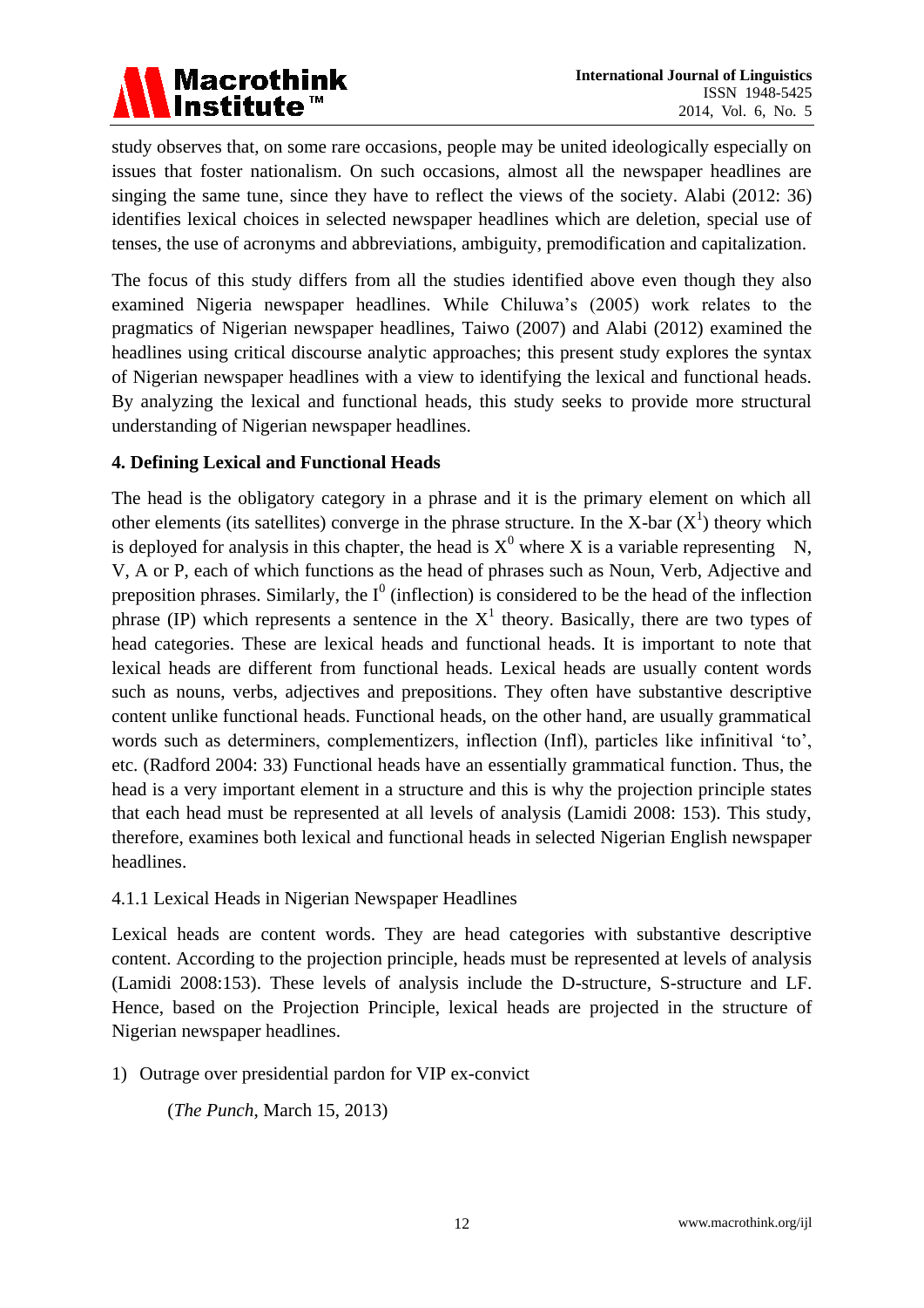study observes that, on some rare occasions, people may be united ideologically especially on issues that foster nationalism. On such occasions, almost all the newspaper headlines are singing the same tune, since they have to reflect the views of the society. Alabi (2012: 36) identifies lexical choices in selected newspaper headlines which are deletion, special use of tenses, the use of acronyms and abbreviations, ambiguity, premodification and capitalization.

The focus of this study differs from all the studies identified above even though they also examined Nigeria newspaper headlines. While Chiluwa's (2005) work relates to the pragmatics of Nigerian newspaper headlines, Taiwo (2007) and Alabi (2012) examined the headlines using critical discourse analytic approaches; this present study explores the syntax of Nigerian newspaper headlines with a view to identifying the lexical and functional heads. By analyzing the lexical and functional heads, this study seeks to provide more structural understanding of Nigerian newspaper headlines.

## 4. Defining Lexical and Functional Heads

The head is the obligatory category in a phrase and it is the primary element on which all other elements (its satellites) converge in the phrase structure. In the X-bar ($X^1$) theory which is deployed for analysis in this chapter, the head is $X^0$ where X is a variable representing N, V, A or P, each of which functions as the head of phrases such as Noun, Verb, Adjective and preposition phrases. Similarly, the $I^0$ (inflection) is considered to be the head of the inflection phrase (IP) which represents a sentence in the $X^1$ theory. Basically, there are two types of head categories. These are lexical heads and functional heads. It is important to note that lexical heads are different from functional heads. Lexical heads are usually content words such as nouns, verbs, adjectives and prepositions. They often have substantive descriptive content unlike functional heads. Functional heads, on the other hand, are usually grammatical words such as determiners, complementizers, inflection (Infl), particles like infinitival 'to', etc. (Radford 2004: 33) Functional heads have an essentially grammatical function. Thus, the head is a very important element in a structure and this is why the projection principle states that each head must be represented at all levels of analysis (Lamidi 2008: 153). This study, therefore, examines both lexical and functional heads in selected Nigerian English newspaper headlines.

### 4.1.1 Lexical Heads in Nigerian Newspaper Headlines

Lexical heads are content words. They are head categories with substantive descriptive content. According to the projection principle, heads must be represented at levels of analysis (Lamidi 2008:153). These levels of analysis include the D-structure, S-structure and LF. Hence, based on the Projection Principle, lexical heads are projected in the structure of Nigerian newspaper headlines.

1) Outrage over presidential pardon for VIP ex-convict

(*The Punch*, March 15, 2013)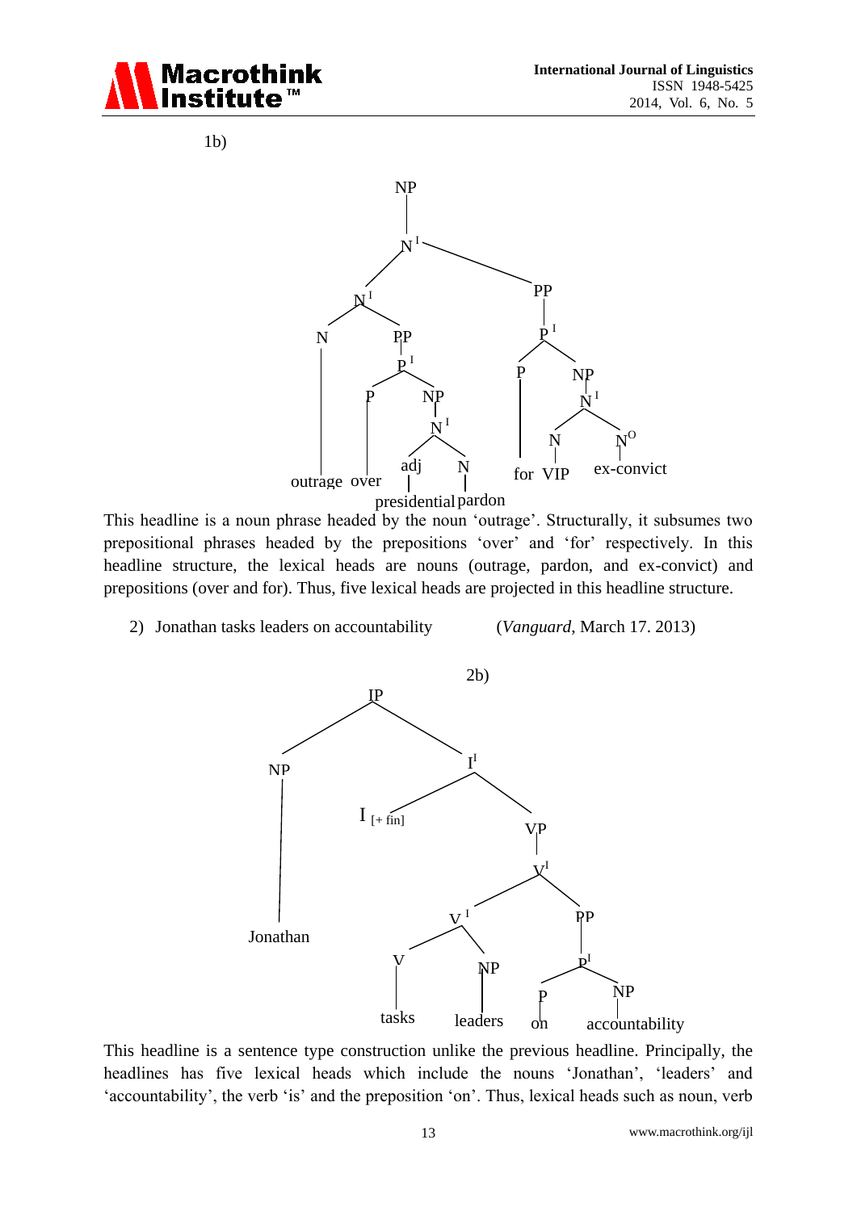1b)

```
[NP
  [N'
    [N'
      [N outrage]
      [PP
        [P'
          [P over]
          [NP
            [N'
              [adj presidential]
              [N pardon]]]]]]
    [PP
      [P'
        [P for]
        [NP
          [N'
            [N VIP]
            [N° ex-convict]]]]]]]
```

This headline is a noun phrase headed by the noun 'outrage'. Structurally, it subsumes two prepositional phrases headed by the prepositions 'over' and 'for' respectively. In this headline structure, the lexical heads are nouns (outrage, pardon, and ex-convict) and prepositions (over and for). Thus, five lexical heads are projected in this headline structure.

2) Jonathan tasks leaders on accountability (*Vanguard*, March 17. 2013)

2b)

```
[IP
  [NP Jonathan]
  [I'
    [I [+ fin]]
    [VP
      [V'
        [V'
          [V tasks]
          [NP leaders]]
        [PP
          [P'
            [P on]
            [NP accountability]]]]]]]
```

This headline is a sentence type construction unlike the previous headline. Principally, the headlines has five lexical heads which include the nouns 'Jonathan', 'leaders' and 'accountability', the verb 'is' and the preposition 'on'. Thus, lexical heads such as noun, verb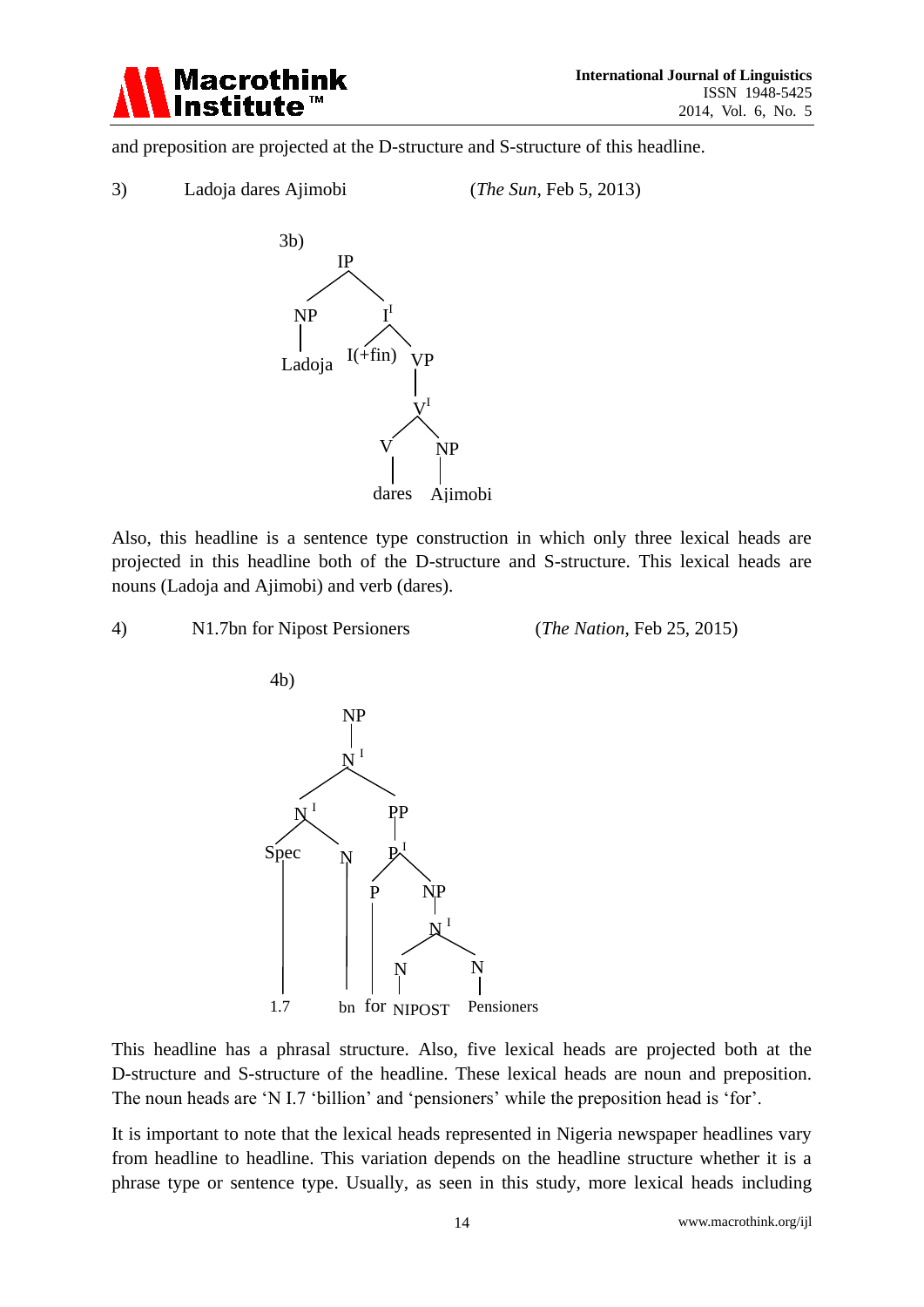and preposition are projected at the D-structure and S-structure of this headline.

3) Ladoja dares Ajimobi (*The Sun*, Feb 5, 2013)

3b)

```
IP
├── NP
│   └── Ladoja
└── I'
    ├── I(+fin)
    └── VP
        └── V'
            ├── V
            │   └── dares
            └── NP
                └── Ajimobi
```

Also, this headline is a sentence type construction in which only three lexical heads are projected in this headline both of the D-structure and S-structure. This lexical heads are nouns (Ladoja and Ajimobi) and verb (dares).

4) N1.7bn for Nipost Persioners (*The Nation*, Feb 25, 2015)

4b)

```
NP
└── N'
    ├── N'
    │   ├── Spec
    │   │   └── 1.7
    │   └── N
    │       └── bn
    └── PP
        └── P'
            ├── P
            │   └── for
            └── NP
                └── N'
                    ├── N
                    │   └── NIPOST
                    └── N
                        └── Pensioners
```

This headline has a phrasal structure. Also, five lexical heads are projected both at the D-structure and S-structure of the headline. These lexical heads are noun and preposition. The noun heads are 'N I.7 'billion' and 'pensioners' while the preposition head is 'for'.

It is important to note that the lexical heads represented in Nigeria newspaper headlines vary from headline to headline. This variation depends on the headline structure whether it is a phrase type or sentence type. Usually, as seen in this study, more lexical heads including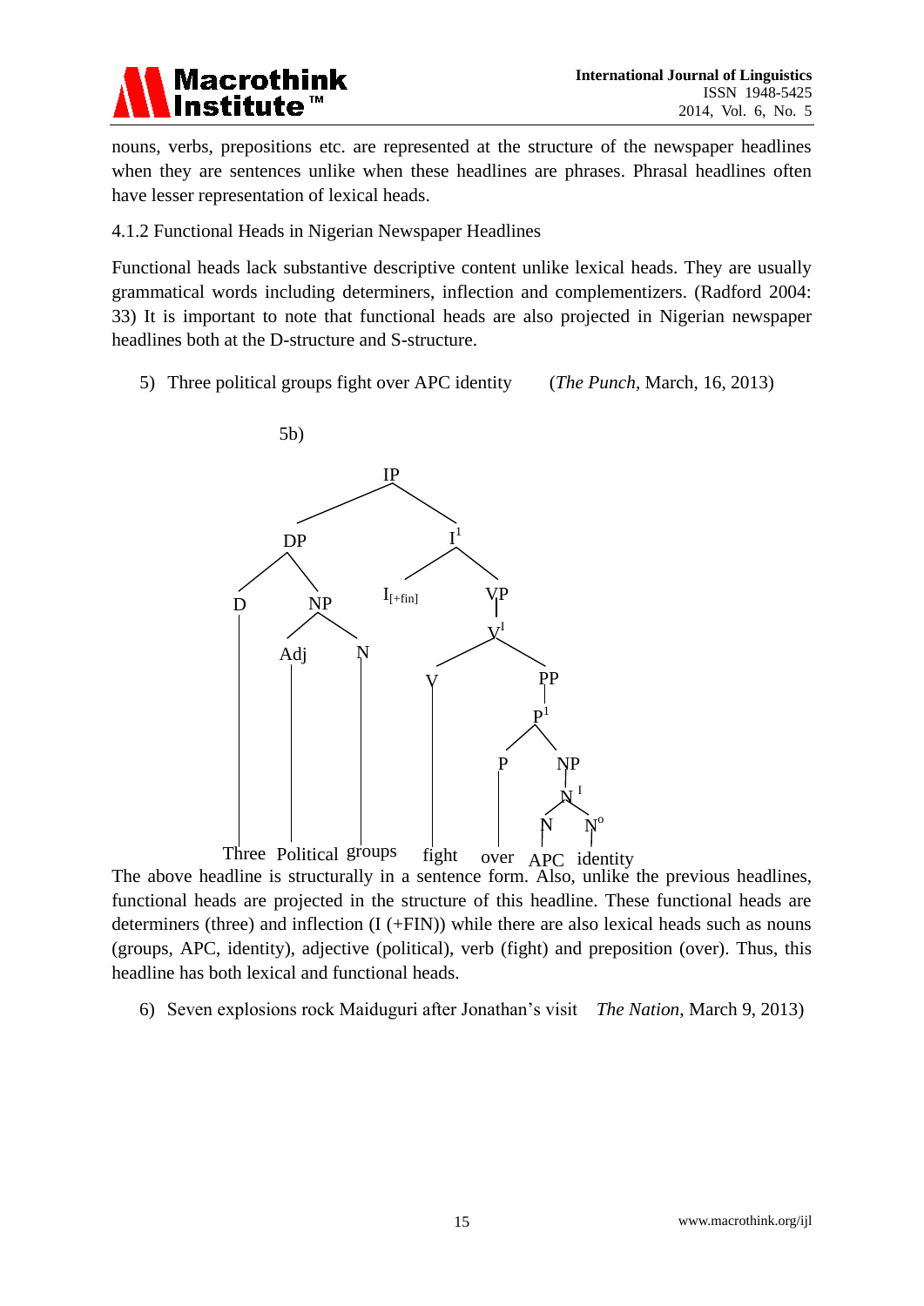nouns, verbs, prepositions etc. are represented at the structure of the newspaper headlines when they are sentences unlike when these headlines are phrases. Phrasal headlines often have lesser representation of lexical heads.

4.1.2 Functional Heads in Nigerian Newspaper Headlines

Functional heads lack substantive descriptive content unlike lexical heads. They are usually grammatical words including determiners, inflection and complementizers. (Radford 2004: 33) It is important to note that functional heads are also projected in Nigerian newspaper headlines both at the D-structure and S-structure.

5) Three political groups fight over APC identity (*The Punch*, March, 16, 2013)

5b)

```
                         IP
                /                  \
              DP                    I¹
            /    \                /     \
           D      NP        I[+fin]      VP
           |     /   \                    |
           |   Adj    N                   V¹
           |    |     |                 /    \
           |    |     |                V      PP
           |    |     |                |      |
           |    |     |                |      P¹
           |    |     |                |    /    \
           |    |     |                |   P      NP
           |    |     |                |   |      |
           |    |     |                |   |      N¹
           |    |     |                |   |    /    \
           |    |     |                |   |   N      N°
           |    |     |                |   |   |      |
        Three Political groups      fight over APC  identity
```

The above headline is structurally in a sentence form. Also, unlike the previous headlines, functional heads are projected in the structure of this headline. These functional heads are determiners (three) and inflection (I (+FIN)) while there are also lexical heads such as nouns (groups, APC, identity), adjective (political), verb (fight) and preposition (over). Thus, this headline has both lexical and functional heads.

6) Seven explosions rock Maiduguri after Jonathan's visit *The Nation*, March 9, 2013)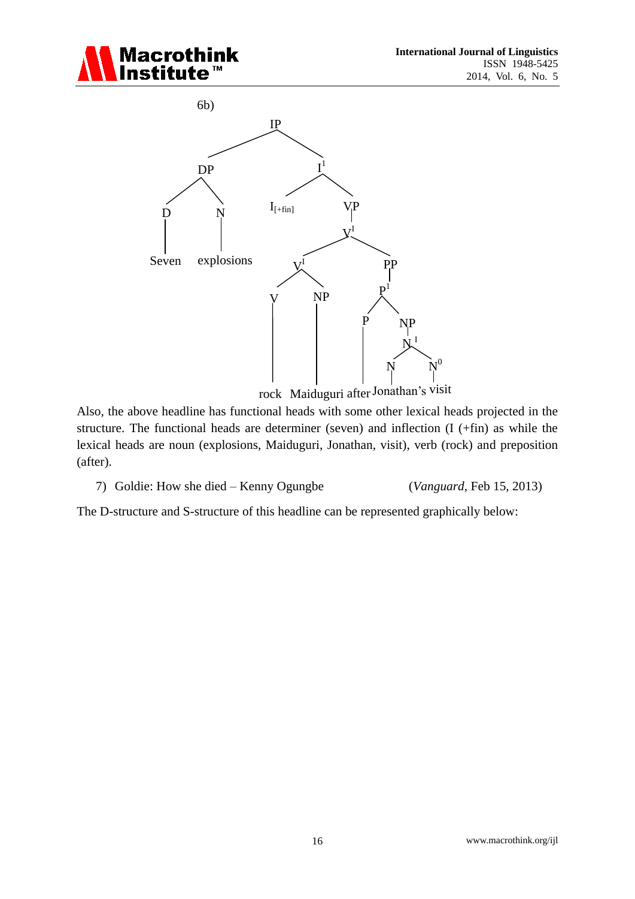6b)

```
IP
├── DP
│   ├── D — Seven
│   └── N — explosions
└── I¹
    ├── I[+fin]
    └── VP
        └── V¹
            ├── V¹
            │   ├── V — rock
            │   └── NP — Maiduguri
            └── PP
                └── P¹
                    ├── P — after
                    └── NP
                        └── N¹
                            ├── N — Jonathan's
                            └── N⁰ — visit
```

Also, the above headline has functional heads with some other lexical heads projected in the structure. The functional heads are determiner (seven) and inflection (I (+fin) as while the lexical heads are noun (explosions, Maiduguri, Jonathan, visit), verb (rock) and preposition (after).

7) Goldie: How she died – Kenny Ogungbe (*Vanguard*, Feb 15, 2013)

The D-structure and S-structure of this headline can be represented graphically below: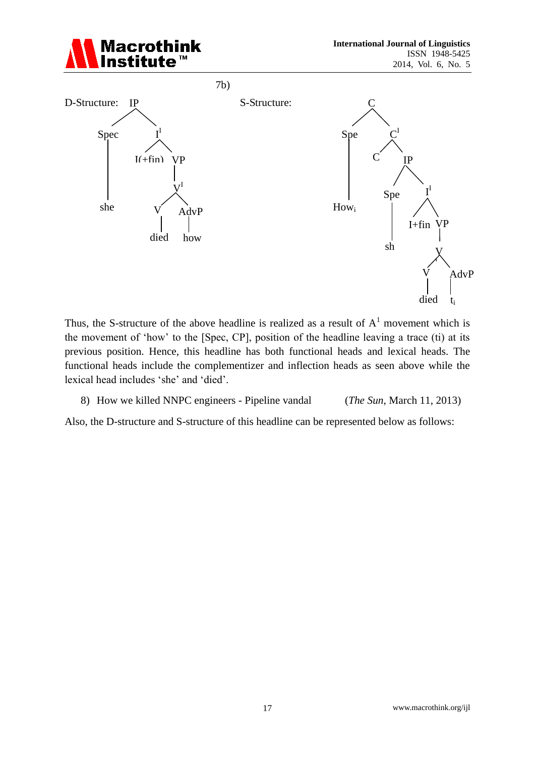7b)

D-Structure:

```
IP
├── Spec
│   └── she
└── I'
    ├── I(+fin)
    └── VP
        └── V'
            ├── V
            │   └── died
            └── AdvP
                └── how
```

S-Structure:

```
C
├── Spe
│   └── How_i
└── C'
    ├── C
    └── IP
        ├── Spe
        │   └── sh
        └── I'
            ├── I+fin
            └── VP
                └── V'
                    ├── V
                    │   └── died
                    └── AdvP
                        └── t_i
```

Thus, the S-structure of the above headline is realized as a result of A[1] movement which is the movement of 'how' to the [Spec, CP], position of the headline leaving a trace (ti) at its previous position. Hence, this headline has both functional heads and lexical heads. The functional heads include the complementizer and inflection heads as seen above while the lexical head includes 'she' and 'died'.

8) How we killed NNPC engineers - Pipeline vandal (*The Sun*, March 11, 2013)

Also, the D-structure and S-structure of this headline can be represented below as follows: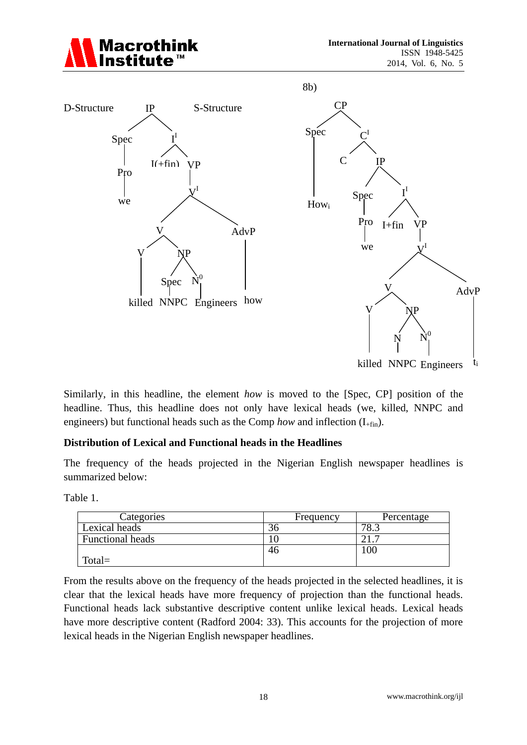D-Structure IP S-Structure

```
                IP
              /    \
          Spec      I'
           |       /  \
          Pro  I(+fin)  VP
           |             |
          we             V'
                       /    \
                      V      AdvP
                    /   \      |
                   V     NP    how
                   |    /  \
                killed Spec  N0
                        |    |
                      NNPC Engineers
```

8b)

```
        CP
       /   \
    Spec    C'
     |     /  \
   How_i  C    IP
              /   \
           Spec    I'
            |     /   \
           Pro  I+fin  VP
            |           |
           we           V'
                      /    \
                     V      AdvP
                   /   \      |
                  V     NP    t_i
                  |    /  \
              killed  N    N0
                      |    |
                    NNPC Engineers
```

Similarly, in this headline, the element *how* is moved to the [Spec, CP] position of the headline. Thus, this headline does not only have lexical heads (we, killed, NNPC and engineers) but functional heads such as the Comp *how* and inflection ($I_{+fin}$).

**Distribution of Lexical and Functional heads in the Headlines**

The frequency of the heads projected in the Nigerian English newspaper headlines is summarized below:

Table 1.

| Categories | Frequency | Percentage |
|---|---|---|
| Lexical heads | 36 | 78.3 |
| Functional heads | 10 | 21.7 |
| Total= | 46 | 100 |

From the results above on the frequency of the heads projected in the selected headlines, it is clear that the lexical heads have more frequency of projection than the functional heads. Functional heads lack substantive descriptive content unlike lexical heads. Lexical heads have more descriptive content (Radford 2004: 33). This accounts for the projection of more lexical heads in the Nigerian English newspaper headlines.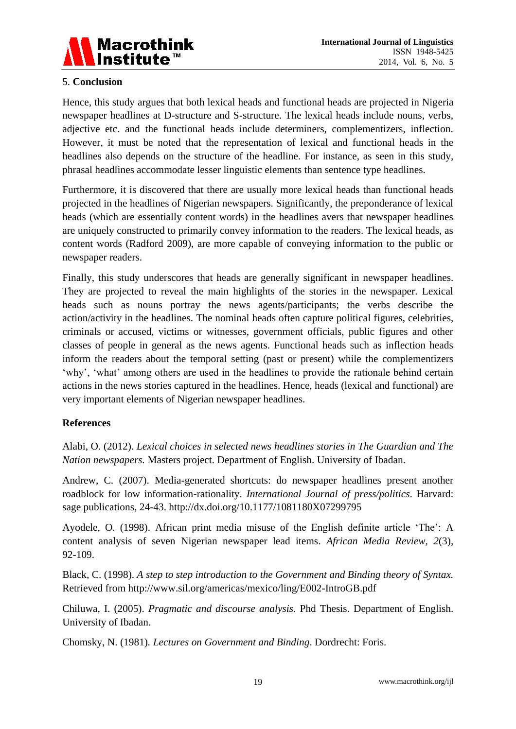## 5. Conclusion

Hence, this study argues that both lexical heads and functional heads are projected in Nigeria newspaper headlines at D-structure and S-structure. The lexical heads include nouns, verbs, adjective etc. and the functional heads include determiners, complementizers, inflection. However, it must be noted that the representation of lexical and functional heads in the headlines also depends on the structure of the headline. For instance, as seen in this study, phrasal headlines accommodate lesser linguistic elements than sentence type headlines.

Furthermore, it is discovered that there are usually more lexical heads than functional heads projected in the headlines of Nigerian newspapers. Significantly, the preponderance of lexical heads (which are essentially content words) in the headlines avers that newspaper headlines are uniquely constructed to primarily convey information to the readers. The lexical heads, as content words (Radford 2009), are more capable of conveying information to the public or newspaper readers.

Finally, this study underscores that heads are generally significant in newspaper headlines. They are projected to reveal the main highlights of the stories in the newspaper. Lexical heads such as nouns portray the news agents/participants; the verbs describe the action/activity in the headlines. The nominal heads often capture political figures, celebrities, criminals or accused, victims or witnesses, government officials, public figures and other classes of people in general as the news agents. Functional heads such as inflection heads inform the readers about the temporal setting (past or present) while the complementizers 'why', 'what' among others are used in the headlines to provide the rationale behind certain actions in the news stories captured in the headlines. Hence, heads (lexical and functional) are very important elements of Nigerian newspaper headlines.

## References

Alabi, O. (2012). *Lexical choices in selected news headlines stories in The Guardian and The Nation newspapers.* Masters project. Department of English. University of Ibadan.

Andrew, C. (2007). Media-generated shortcuts: do newspaper headlines present another roadblock for low information-rationality. *International Journal of press/politics.* Harvard: sage publications, 24-43. http://dx.doi.org/10.1177/1081180X07299795

Ayodele, O. (1998). African print media misuse of the English definite article 'The': A content analysis of seven Nigerian newspaper lead items. *African Media Review, 2*(3), 92-109.

Black, C. (1998). *A step to step introduction to the Government and Binding theory of Syntax.* Retrieved from http://www.sil.org/americas/mexico/ling/E002-IntroGB.pdf

Chiluwa, I. (2005). *Pragmatic and discourse analysis.* Phd Thesis. Department of English. University of Ibadan.

Chomsky, N. (1981). *Lectures on Government and Binding*. Dordrecht: Foris.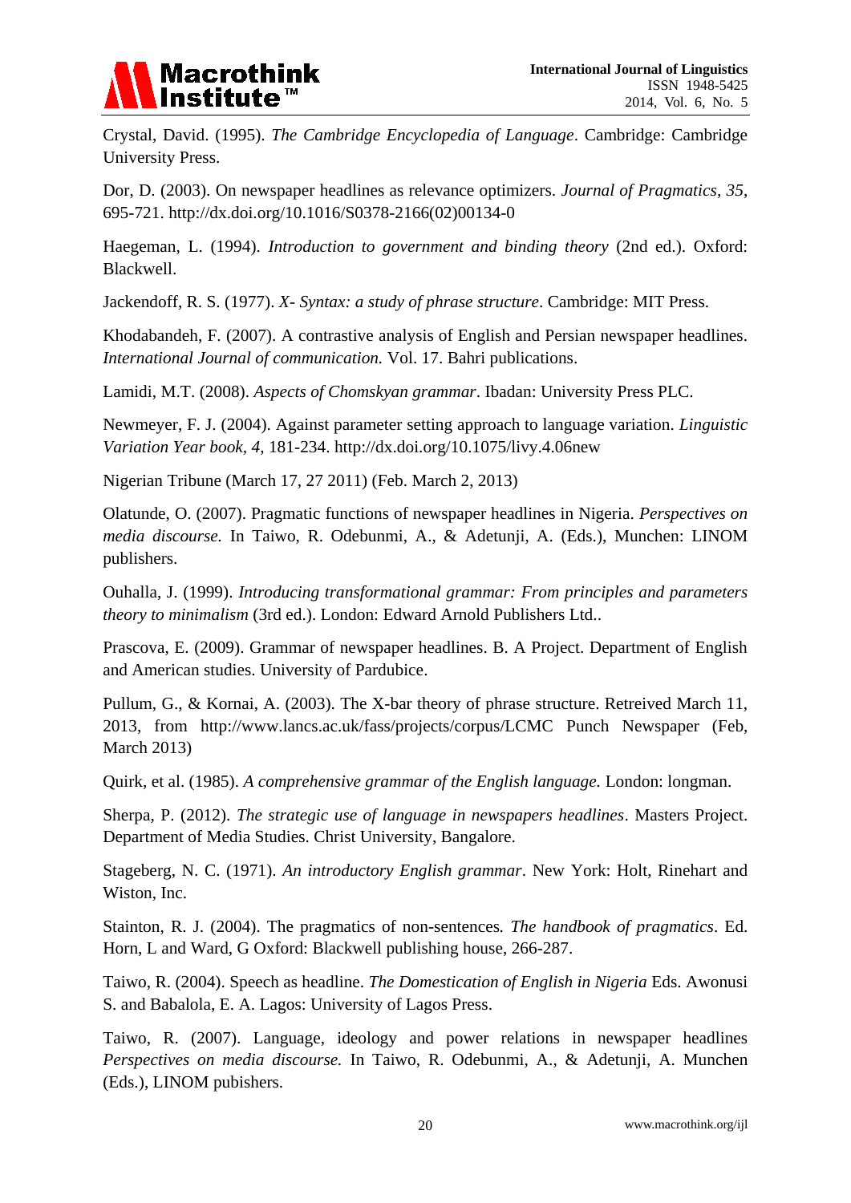Crystal, David. (1995). *The Cambridge Encyclopedia of Language*. Cambridge: Cambridge University Press.

Dor, D. (2003). On newspaper headlines as relevance optimizers. *Journal of Pragmatics, 35*, 695-721. http://dx.doi.org/10.1016/S0378-2166(02)00134-0

Haegeman, L. (1994). *Introduction to government and binding theory* (2nd ed.). Oxford: Blackwell.

Jackendoff, R. S. (1977). *X- Syntax: a study of phrase structure*. Cambridge: MIT Press.

Khodabandeh, F. (2007). A contrastive analysis of English and Persian newspaper headlines. *International Journal of communication.* Vol. 17. Bahri publications.

Lamidi, M.T. (2008). *Aspects of Chomskyan grammar*. Ibadan: University Press PLC.

Newmeyer, F. J. (2004). Against parameter setting approach to language variation. *Linguistic Variation Year book, 4*, 181-234. http://dx.doi.org/10.1075/livy.4.06new

Nigerian Tribune (March 17, 27 2011) (Feb. March 2, 2013)

Olatunde, O. (2007). Pragmatic functions of newspaper headlines in Nigeria. *Perspectives on media discourse.* In Taiwo, R. Odebunmi, A., & Adetunji, A. (Eds.), Munchen: LINOM publishers.

Ouhalla, J. (1999). *Introducing transformational grammar: From principles and parameters theory to minimalism* (3rd ed.). London: Edward Arnold Publishers Ltd..

Prascova, E. (2009). Grammar of newspaper headlines. B. A Project. Department of English and American studies. University of Pardubice.

Pullum, G., & Kornai, A. (2003). The X-bar theory of phrase structure. Retreived March 11, 2013, from http://www.lancs.ac.uk/fass/projects/corpus/LCMC Punch Newspaper (Feb, March 2013)

Quirk, et al. (1985). *A comprehensive grammar of the English language.* London: longman.

Sherpa, P. (2012). *The strategic use of language in newspapers headlines*. Masters Project. Department of Media Studies. Christ University, Bangalore.

Stageberg, N. C. (1971). *An introductory English grammar*. New York: Holt, Rinehart and Wiston, Inc.

Stainton, R. J. (2004). The pragmatics of non-sentences*.* *The handbook of pragmatics*. Ed. Horn, L and Ward, G Oxford: Blackwell publishing house, 266-287.

Taiwo, R. (2004). Speech as headline. *The Domestication of English in Nigeria* Eds. Awonusi S. and Babalola, E. A. Lagos: University of Lagos Press.

Taiwo, R. (2007). Language, ideology and power relations in newspaper headlines *Perspectives on media discourse.* In Taiwo, R. Odebunmi, A., & Adetunji, A. Munchen (Eds.), LINOM pubishers.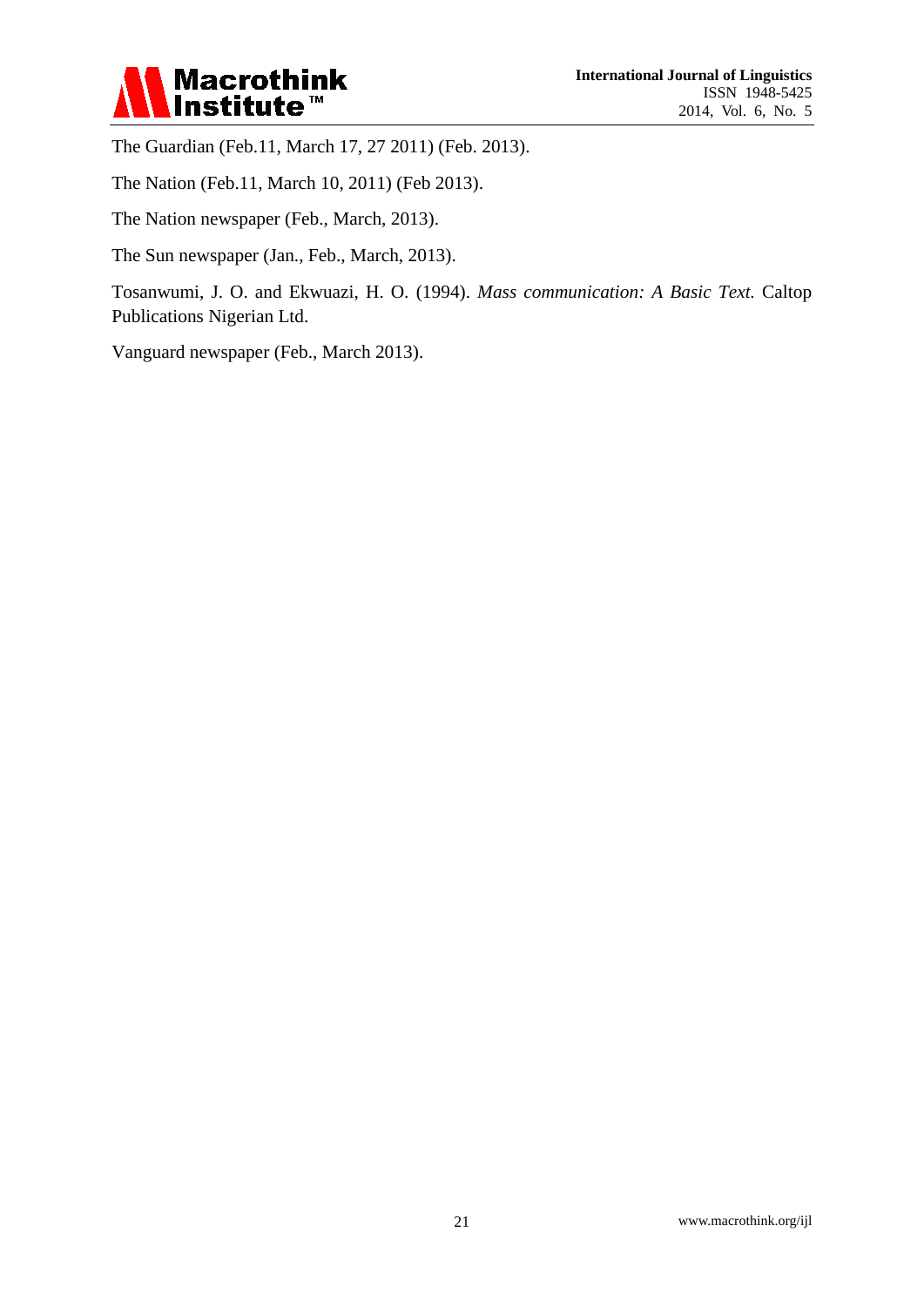The Guardian (Feb.11, March 17, 27 2011) (Feb. 2013).

The Nation (Feb.11, March 10, 2011) (Feb 2013).

The Nation newspaper (Feb., March, 2013).

The Sun newspaper (Jan., Feb., March, 2013).

Tosanwumi, J. O. and Ekwuazi, H. O. (1994). *Mass communication: A Basic Text.* Caltop Publications Nigerian Ltd.

Vanguard newspaper (Feb., March 2013).